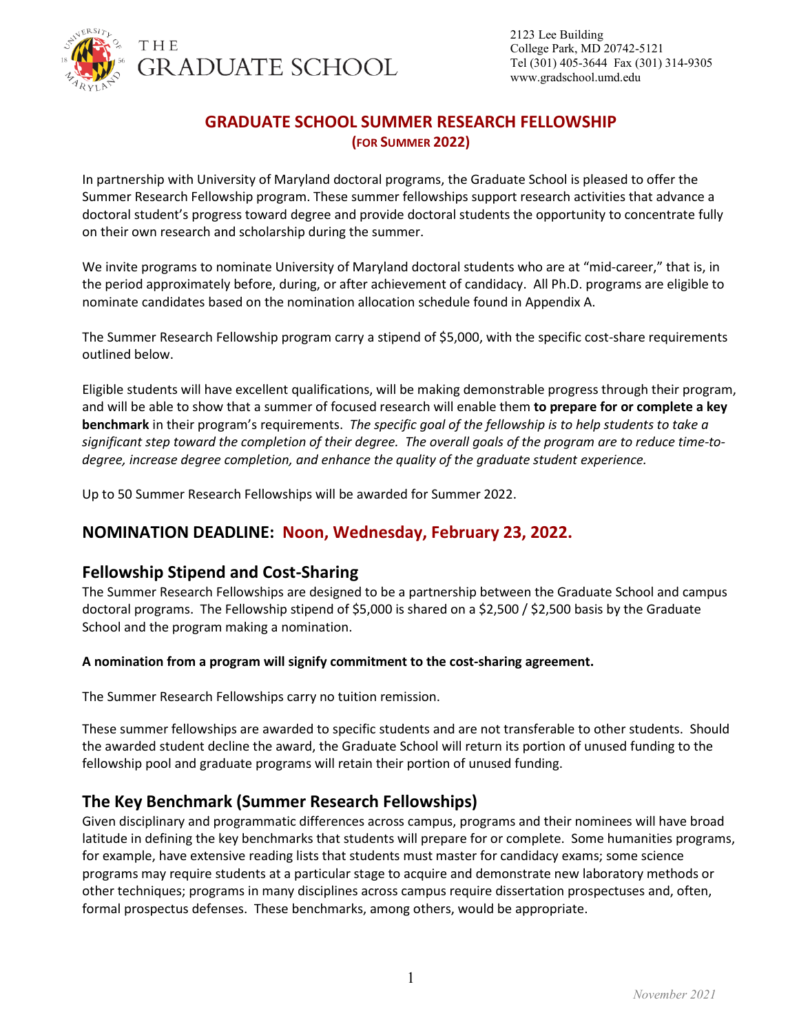THE GRADUATE SCHOOL

2123 Lee Building
College Park, MD 20742-5121
Tel (301) 405-3644 Fax (301) 314-9305
www.gradschool.umd.edu

# GRADUATE SCHOOL SUMMER RESEARCH FELLOWSHIP

**(FOR SUMMER 2022)**

In partnership with University of Maryland doctoral programs, the Graduate School is pleased to offer the Summer Research Fellowship program. These summer fellowships support research activities that advance a doctoral student's progress toward degree and provide doctoral students the opportunity to concentrate fully on their own research and scholarship during the summer.

We invite programs to nominate University of Maryland doctoral students who are at "mid-career," that is, in the period approximately before, during, or after achievement of candidacy. All Ph.D. programs are eligible to nominate candidates based on the nomination allocation schedule found in Appendix A.

The Summer Research Fellowship program carry a stipend of $5,000, with the specific cost-share requirements outlined below.

Eligible students will have excellent qualifications, will be making demonstrable progress through their program, and will be able to show that a summer of focused research will enable them **to prepare for or complete a key benchmark** in their program's requirements. *The specific goal of the fellowship is to help students to take a significant step toward the completion of their degree. The overall goals of the program are to reduce time-to-degree, increase degree completion, and enhance the quality of the graduate student experience.*

Up to 50 Summer Research Fellowships will be awarded for Summer 2022.

## NOMINATION DEADLINE: Noon, Wednesday, February 23, 2022.

## Fellowship Stipend and Cost-Sharing

The Summer Research Fellowships are designed to be a partnership between the Graduate School and campus doctoral programs. The Fellowship stipend of $5,000 is shared on a $2,500 / $2,500 basis by the Graduate School and the program making a nomination.

**A nomination from a program will signify commitment to the cost-sharing agreement.**

The Summer Research Fellowships carry no tuition remission.

These summer fellowships are awarded to specific students and are not transferable to other students. Should the awarded student decline the award, the Graduate School will return its portion of unused funding to the fellowship pool and graduate programs will retain their portion of unused funding.

## The Key Benchmark (Summer Research Fellowships)

Given disciplinary and programmatic differences across campus, programs and their nominees will have broad latitude in defining the key benchmarks that students will prepare for or complete. Some humanities programs, for example, have extensive reading lists that students must master for candidacy exams; some science programs may require students at a particular stage to acquire and demonstrate new laboratory methods or other techniques; programs in many disciplines across campus require dissertation prospectuses and, often, formal prospectus defenses. These benchmarks, among others, would be appropriate.

*November 2021*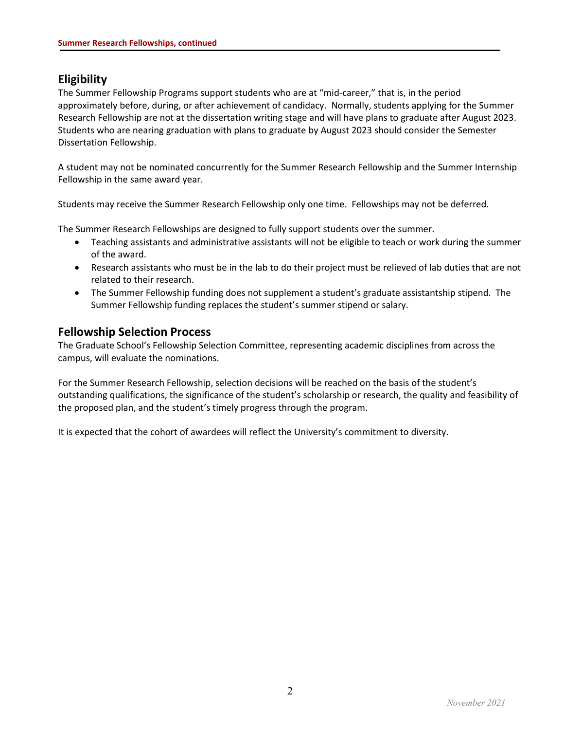## Eligibility

The Summer Fellowship Programs support students who are at "mid-career," that is, in the period approximately before, during, or after achievement of candidacy. Normally, students applying for the Summer Research Fellowship are not at the dissertation writing stage and will have plans to graduate after August 2023. Students who are nearing graduation with plans to graduate by August 2023 should consider the Semester Dissertation Fellowship.

A student may not be nominated concurrently for the Summer Research Fellowship and the Summer Internship Fellowship in the same award year.

Students may receive the Summer Research Fellowship only one time. Fellowships may not be deferred.

The Summer Research Fellowships are designed to fully support students over the summer.

- Teaching assistants and administrative assistants will not be eligible to teach or work during the summer of the award.
- Research assistants who must be in the lab to do their project must be relieved of lab duties that are not related to their research.
- The Summer Fellowship funding does not supplement a student's graduate assistantship stipend. The Summer Fellowship funding replaces the student's summer stipend or salary.

## Fellowship Selection Process

The Graduate School's Fellowship Selection Committee, representing academic disciplines from across the campus, will evaluate the nominations.

For the Summer Research Fellowship, selection decisions will be reached on the basis of the student's outstanding qualifications, the significance of the student's scholarship or research, the quality and feasibility of the proposed plan, and the student's timely progress through the program.

It is expected that the cohort of awardees will reflect the University's commitment to diversity.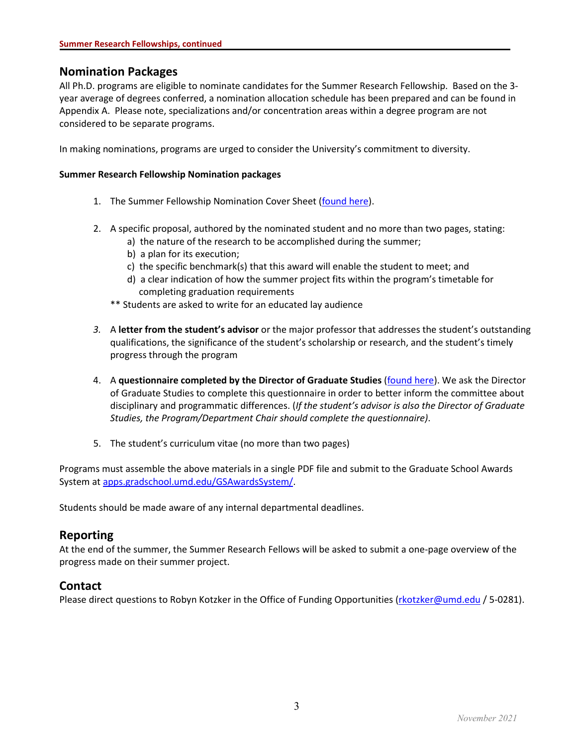## Nomination Packages

All Ph.D. programs are eligible to nominate candidates for the Summer Research Fellowship. Based on the 3-year average of degrees conferred, a nomination allocation schedule has been prepared and can be found in Appendix A. Please note, specializations and/or concentration areas within a degree program are not considered to be separate programs.

In making nominations, programs are urged to consider the University's commitment to diversity.

**Summer Research Fellowship Nomination packages**

1. The Summer Fellowship Nomination Cover Sheet (found here).

2. A specific proposal, authored by the nominated student and no more than two pages, stating:
   a) the nature of the research to be accomplished during the summer;
   b) a plan for its execution;
   c) the specific benchmark(s) that this award will enable the student to meet; and
   d) a clear indication of how the summer project fits within the program's timetable for completing graduation requirements

   ** Students are asked to write for an educated lay audience

3. A **letter from the student's advisor** or the major professor that addresses the student's outstanding qualifications, the significance of the student's scholarship or research, and the student's timely progress through the program

4. A **questionnaire completed by the Director of Graduate Studies** (found here). We ask the Director of Graduate Studies to complete this questionnaire in order to better inform the committee about disciplinary and programmatic differences. (*If the student's advisor is also the Director of Graduate Studies, the Program/Department Chair should complete the questionnaire)*.

5. The student's curriculum vitae (no more than two pages)

Programs must assemble the above materials in a single PDF file and submit to the Graduate School Awards System at apps.gradschool.umd.edu/GSAwardsSystem/.

Students should be made aware of any internal departmental deadlines.

## Reporting

At the end of the summer, the Summer Research Fellows will be asked to submit a one-page overview of the progress made on their summer project.

## Contact

Please direct questions to Robyn Kotzker in the Office of Funding Opportunities (rkotzker@umd.edu / 5-0281).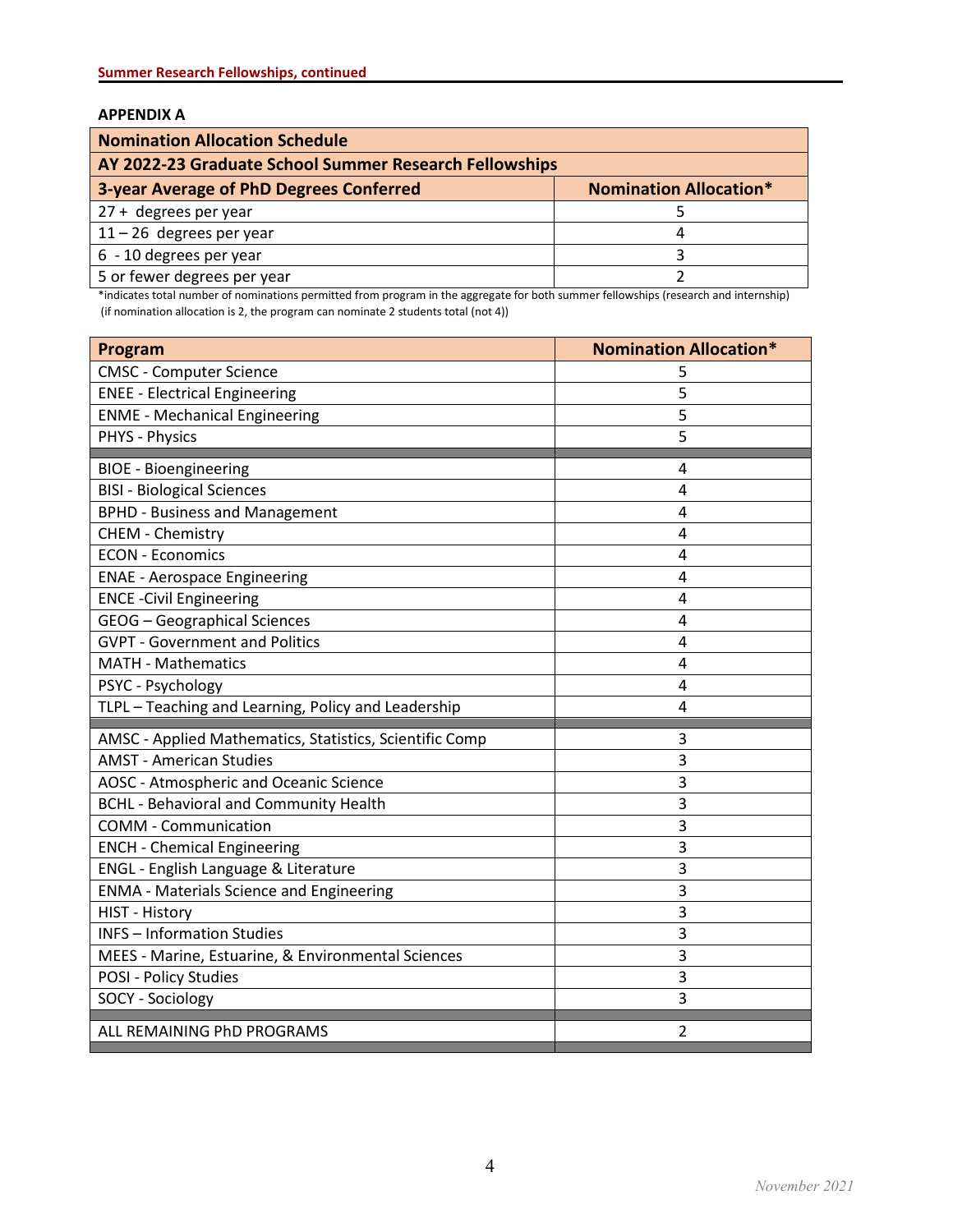**APPENDIX A**

| Nomination Allocation Schedule | |
|---|---|
| **AY 2022-23 Graduate School Summer Research Fellowships** | |
| **3-year Average of PhD Degrees Conferred** | **Nomination Allocation*** |
| 27 + degrees per year | 5 |
| 11 – 26 degrees per year | 4 |
| 6 - 10 degrees per year | 3 |
| 5 or fewer degrees per year | 2 |

*indicates total number of nominations permitted from program in the aggregate for both summer fellowships (research and internship) (if nomination allocation is 2, the program can nominate 2 students total (not 4))

| Program | Nomination Allocation* |
|---|---|
| CMSC - Computer Science | 5 |
| ENEE - Electrical Engineering | 5 |
| ENME - Mechanical Engineering | 5 |
| PHYS - Physics | 5 |
| BIOE - Bioengineering | 4 |
| BISI - Biological Sciences | 4 |
| BPHD - Business and Management | 4 |
| CHEM - Chemistry | 4 |
| ECON - Economics | 4 |
| ENAE - Aerospace Engineering | 4 |
| ENCE -Civil Engineering | 4 |
| GEOG – Geographical Sciences | 4 |
| GVPT - Government and Politics | 4 |
| MATH - Mathematics | 4 |
| PSYC - Psychology | 4 |
| TLPL – Teaching and Learning, Policy and Leadership | 4 |
| AMSC - Applied Mathematics, Statistics, Scientific Comp | 3 |
| AMST - American Studies | 3 |
| AOSC - Atmospheric and Oceanic Science | 3 |
| BCHL - Behavioral and Community Health | 3 |
| COMM - Communication | 3 |
| ENCH - Chemical Engineering | 3 |
| ENGL - English Language & Literature | 3 |
| ENMA - Materials Science and Engineering | 3 |
| HIST - History | 3 |
| INFS – Information Studies | 3 |
| MEES - Marine, Estuarine, & Environmental Sciences | 3 |
| POSI - Policy Studies | 3 |
| SOCY - Sociology | 3 |
| ALL REMAINING PhD PROGRAMS | 2 |